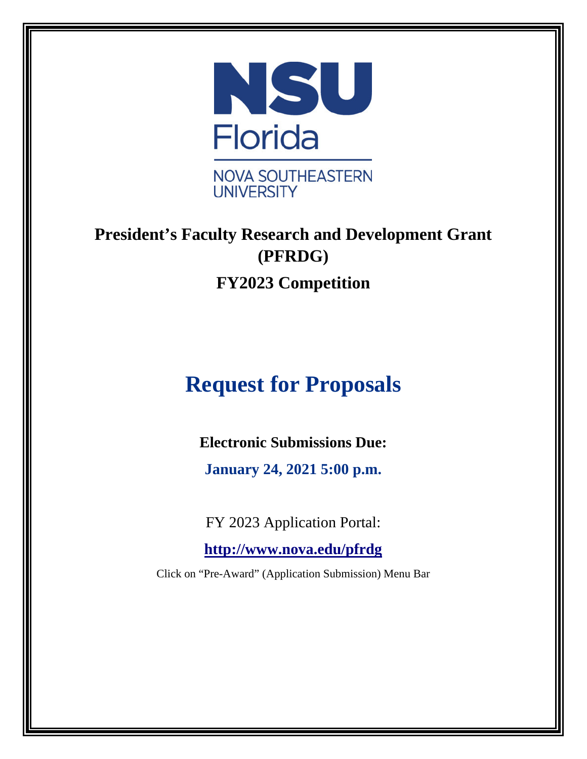NSU Florida

NOVA SOUTHEASTERN UNIVERSITY

# President's Faculty Research and Development Grant (PFRDG)

## FY2023 Competition

# Request for Proposals

**Electronic Submissions Due:**

**January 24, 2021 5:00 p.m.**

FY 2023 Application Portal:

**http://www.nova.edu/pfrdg**

Click on "Pre-Award" (Application Submission) Menu Bar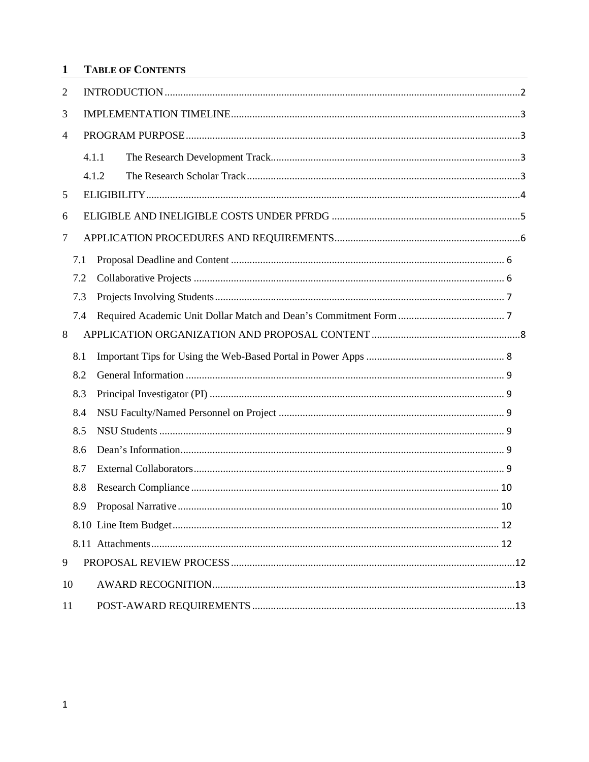# 1 TABLE OF CONTENTS

2 INTRODUCTION ..... 2

3 IMPLEMENTATION TIMELINE ..... 3

4 PROGRAM PURPOSE ..... 3

- 4.1.1 The Research Development Track ..... 3
- 4.1.2 The Research Scholar Track ..... 3

5 ELIGIBILITY ..... 4

6 ELIGIBLE AND INELIGIBLE COSTS UNDER PFRDG ..... 5

7 APPLICATION PROCEDURES AND REQUIREMENTS ..... 6

- 7.1 Proposal Deadline and Content ..... 6
- 7.2 Collaborative Projects ..... 6
- 7.3 Projects Involving Students ..... 7
- 7.4 Required Academic Unit Dollar Match and Dean's Commitment Form ..... 7

8 APPLICATION ORGANIZATION AND PROPOSAL CONTENT ..... 8

- 8.1 Important Tips for Using the Web-Based Portal in Power Apps ..... 8
- 8.2 General Information ..... 9
- 8.3 Principal Investigator (PI) ..... 9
- 8.4 NSU Faculty/Named Personnel on Project ..... 9
- 8.5 NSU Students ..... 9
- 8.6 Dean's Information ..... 9
- 8.7 External Collaborators ..... 9
- 8.8 Research Compliance ..... 10
- 8.9 Proposal Narrative ..... 10
- 8.10 Line Item Budget ..... 12
- 8.11 Attachments ..... 12

9 PROPOSAL REVIEW PROCESS ..... 12

10 AWARD RECOGNITION ..... 13

11 POST-AWARD REQUIREMENTS ..... 13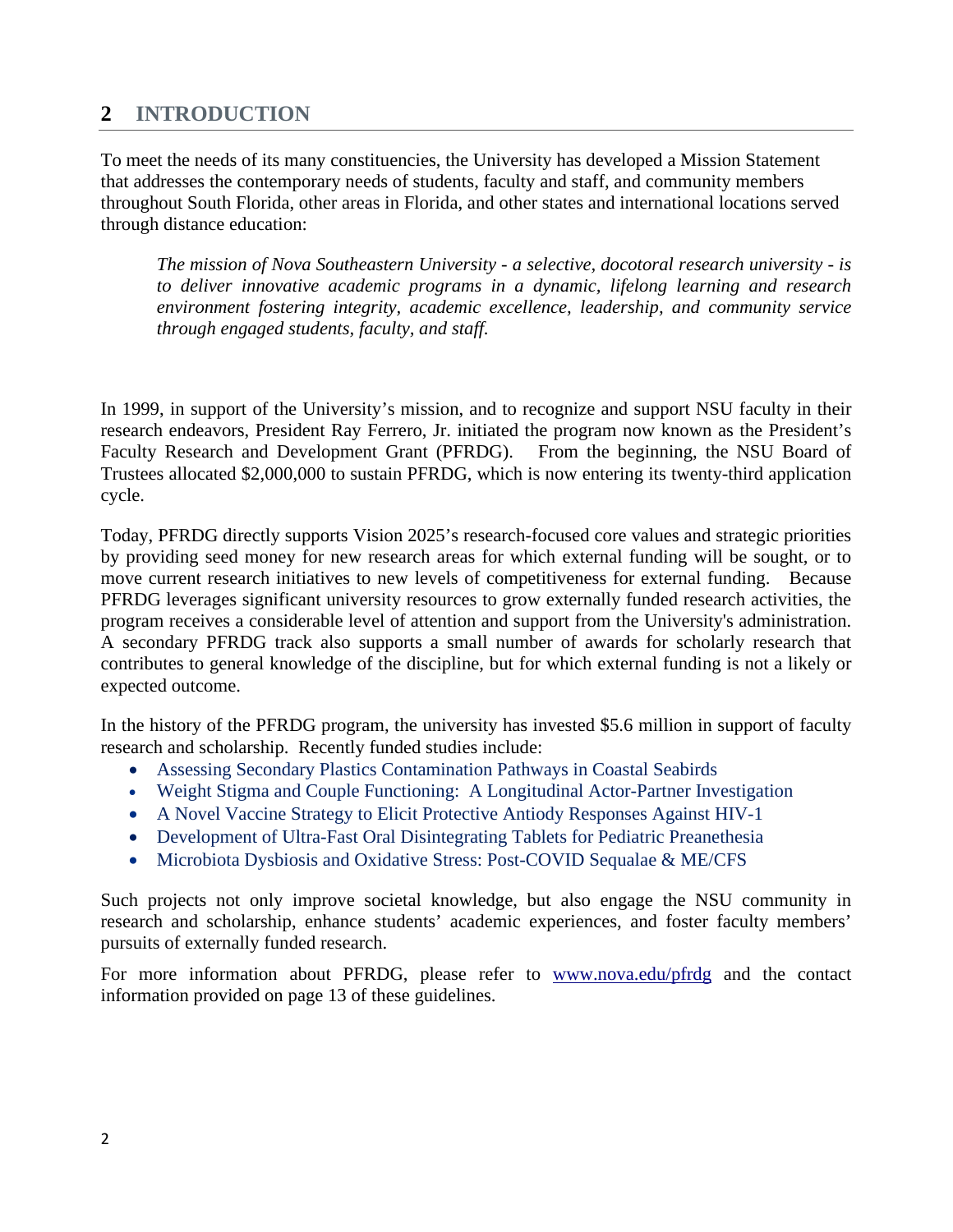# 2 INTRODUCTION

To meet the needs of its many constituencies, the University has developed a Mission Statement that addresses the contemporary needs of students, faculty and staff, and community members throughout South Florida, other areas in Florida, and other states and international locations served through distance education:

> *The mission of Nova Southeastern University - a selective, docotoral research university - is to deliver innovative academic programs in a dynamic, lifelong learning and research environment fostering integrity, academic excellence, leadership, and community service through engaged students, faculty, and staff.*

In 1999, in support of the University's mission, and to recognize and support NSU faculty in their research endeavors, President Ray Ferrero, Jr. initiated the program now known as the President's Faculty Research and Development Grant (PFRDG). From the beginning, the NSU Board of Trustees allocated $2,000,000 to sustain PFRDG, which is now entering its twenty-third application cycle.

Today, PFRDG directly supports Vision 2025's research-focused core values and strategic priorities by providing seed money for new research areas for which external funding will be sought, or to move current research initiatives to new levels of competitiveness for external funding. Because PFRDG leverages significant university resources to grow externally funded research activities, the program receives a considerable level of attention and support from the University's administration. A secondary PFRDG track also supports a small number of awards for scholarly research that contributes to general knowledge of the discipline, but for which external funding is not a likely or expected outcome.

In the history of the PFRDG program, the university has invested $5.6 million in support of faculty research and scholarship. Recently funded studies include:

- Assessing Secondary Plastics Contamination Pathways in Coastal Seabirds
- Weight Stigma and Couple Functioning: A Longitudinal Actor-Partner Investigation
- A Novel Vaccine Strategy to Elicit Protective Antiody Responses Against HIV-1
- Development of Ultra-Fast Oral Disintegrating Tablets for Pediatric Preanethesia
- Microbiota Dysbiosis and Oxidative Stress: Post-COVID Sequalae & ME/CFS

Such projects not only improve societal knowledge, but also engage the NSU community in research and scholarship, enhance students' academic experiences, and foster faculty members' pursuits of externally funded research.

For more information about PFRDG, please refer to [www.nova.edu/pfrdg](http://www.nova.edu/pfrdg) and the contact information provided on page 13 of these guidelines.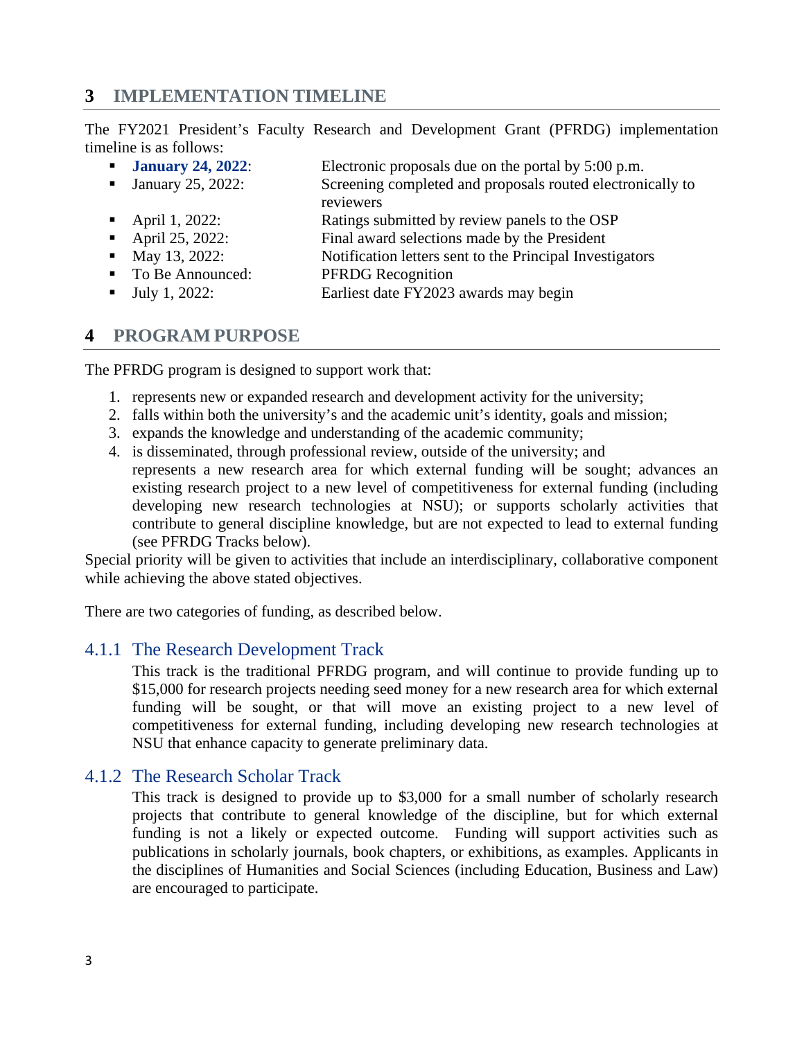## 3 IMPLEMENTATION TIMELINE

The FY2021 President's Faculty Research and Development Grant (PFRDG) implementation timeline is as follows:

- **January 24, 2022**: Electronic proposals due on the portal by 5:00 p.m.
- January 25, 2022: Screening completed and proposals routed electronically to reviewers
- April 1, 2022: Ratings submitted by review panels to the OSP
- April 25, 2022: Final award selections made by the President
- May 13, 2022: Notification letters sent to the Principal Investigators
- To Be Announced: PFRDG Recognition
- July 1, 2022: Earliest date FY2023 awards may begin

## 4 PROGRAM PURPOSE

The PFRDG program is designed to support work that:

1. represents new or expanded research and development activity for the university;
2. falls within both the university's and the academic unit's identity, goals and mission;
3. expands the knowledge and understanding of the academic community;
4. is disseminated, through professional review, outside of the university; and

   represents a new research area for which external funding will be sought; advances an existing research project to a new level of competitiveness for external funding (including developing new research technologies at NSU); or supports scholarly activities that contribute to general discipline knowledge, but are not expected to lead to external funding (see PFRDG Tracks below).

Special priority will be given to activities that include an interdisciplinary, collaborative component while achieving the above stated objectives.

There are two categories of funding, as described below.

### 4.1.1 The Research Development Track

This track is the traditional PFRDG program, and will continue to provide funding up to $15,000 for research projects needing seed money for a new research area for which external funding will be sought, or that will move an existing project to a new level of competitiveness for external funding, including developing new research technologies at NSU that enhance capacity to generate preliminary data.

### 4.1.2 The Research Scholar Track

This track is designed to provide up to $3,000 for a small number of scholarly research projects that contribute to general knowledge of the discipline, but for which external funding is not a likely or expected outcome. Funding will support activities such as publications in scholarly journals, book chapters, or exhibitions, as examples. Applicants in the disciplines of Humanities and Social Sciences (including Education, Business and Law) are encouraged to participate.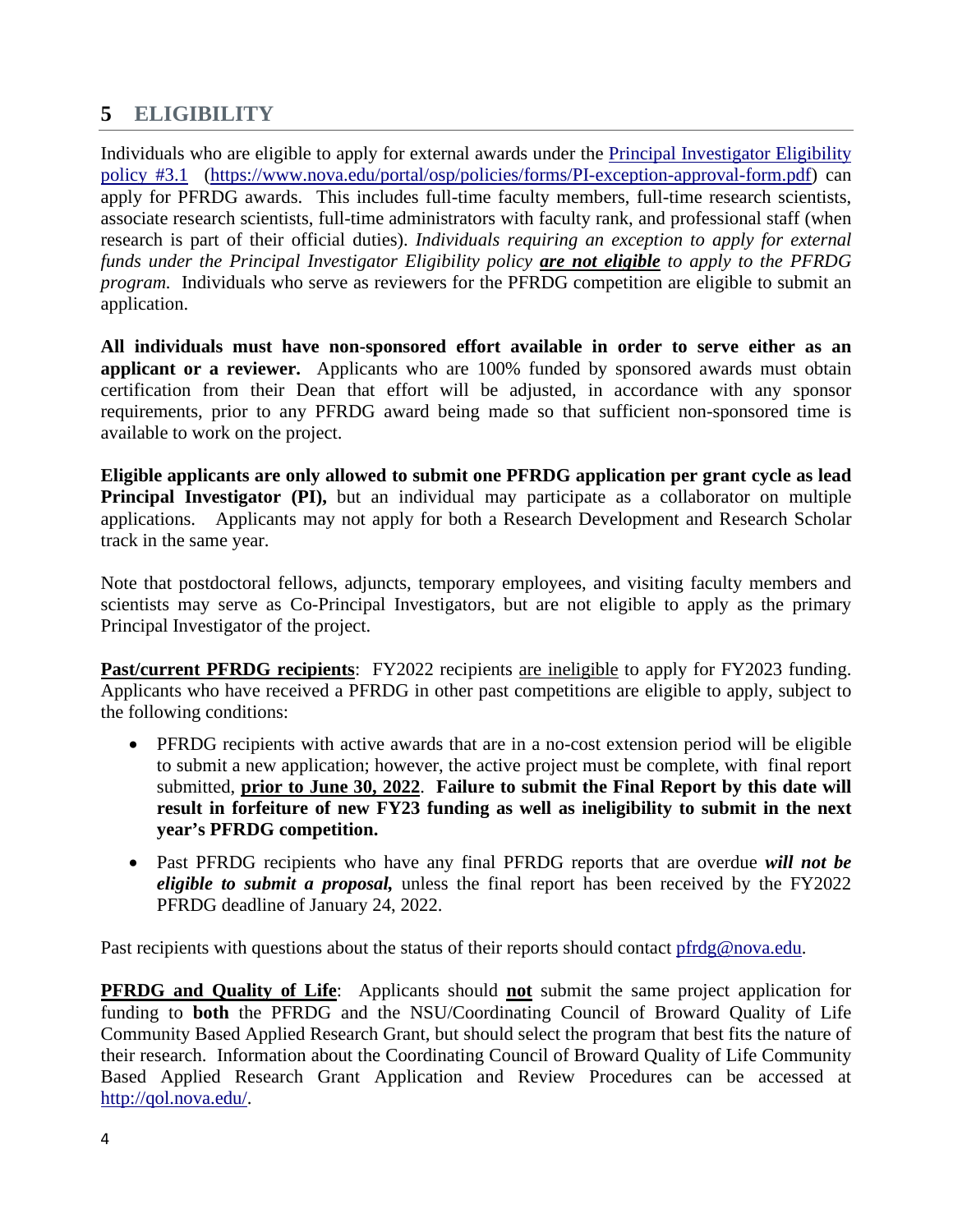## 5 ELIGIBILITY

Individuals who are eligible to apply for external awards under the [Principal Investigator Eligibility policy #3.1](https://www.nova.edu/portal/osp/policies/forms/PI-exception-approval-form.pdf) (https://www.nova.edu/portal/osp/policies/forms/PI-exception-approval-form.pdf) can apply for PFRDG awards. This includes full-time faculty members, full-time research scientists, associate research scientists, full-time administrators with faculty rank, and professional staff (when research is part of their official duties). *Individuals requiring an exception to apply for external funds under the Principal Investigator Eligibility policy* ***are not eligible*** *to apply to the PFRDG program.* Individuals who serve as reviewers for the PFRDG competition are eligible to submit an application.

**All individuals must have non-sponsored effort available in order to serve either as an applicant or a reviewer.** Applicants who are 100% funded by sponsored awards must obtain certification from their Dean that effort will be adjusted, in accordance with any sponsor requirements, prior to any PFRDG award being made so that sufficient non-sponsored time is available to work on the project.

**Eligible applicants are only allowed to submit one PFRDG application per grant cycle as lead Principal Investigator (PI),** but an individual may participate as a collaborator on multiple applications. Applicants may not apply for both a Research Development and Research Scholar track in the same year.

Note that postdoctoral fellows, adjuncts, temporary employees, and visiting faculty members and scientists may serve as Co-Principal Investigators, but are not eligible to apply as the primary Principal Investigator of the project.

**Past/current PFRDG recipients**: FY2022 recipients are ineligible to apply for FY2023 funding. Applicants who have received a PFRDG in other past competitions are eligible to apply, subject to the following conditions:

- PFRDG recipients with active awards that are in a no-cost extension period will be eligible to submit a new application; however, the active project must be complete, with final report submitted, **prior to June 30, 2022**. **Failure to submit the Final Report by this date will result in forfeiture of new FY23 funding as well as ineligibility to submit in the next year's PFRDG competition.**
- Past PFRDG recipients who have any final PFRDG reports that are overdue ***will not be eligible to submit a proposal,*** unless the final report has been received by the FY2022 PFRDG deadline of January 24, 2022.

Past recipients with questions about the status of their reports should contact [pfrdg@nova.edu](mailto:pfrdg@nova.edu).

**PFRDG and Quality of Life**: Applicants should **not** submit the same project application for funding to **both** the PFRDG and the NSU/Coordinating Council of Broward Quality of Life Community Based Applied Research Grant, but should select the program that best fits the nature of their research. Information about the Coordinating Council of Broward Quality of Life Community Based Applied Research Grant Application and Review Procedures can be accessed at [http://qol.nova.edu/](http://qol.nova.edu/).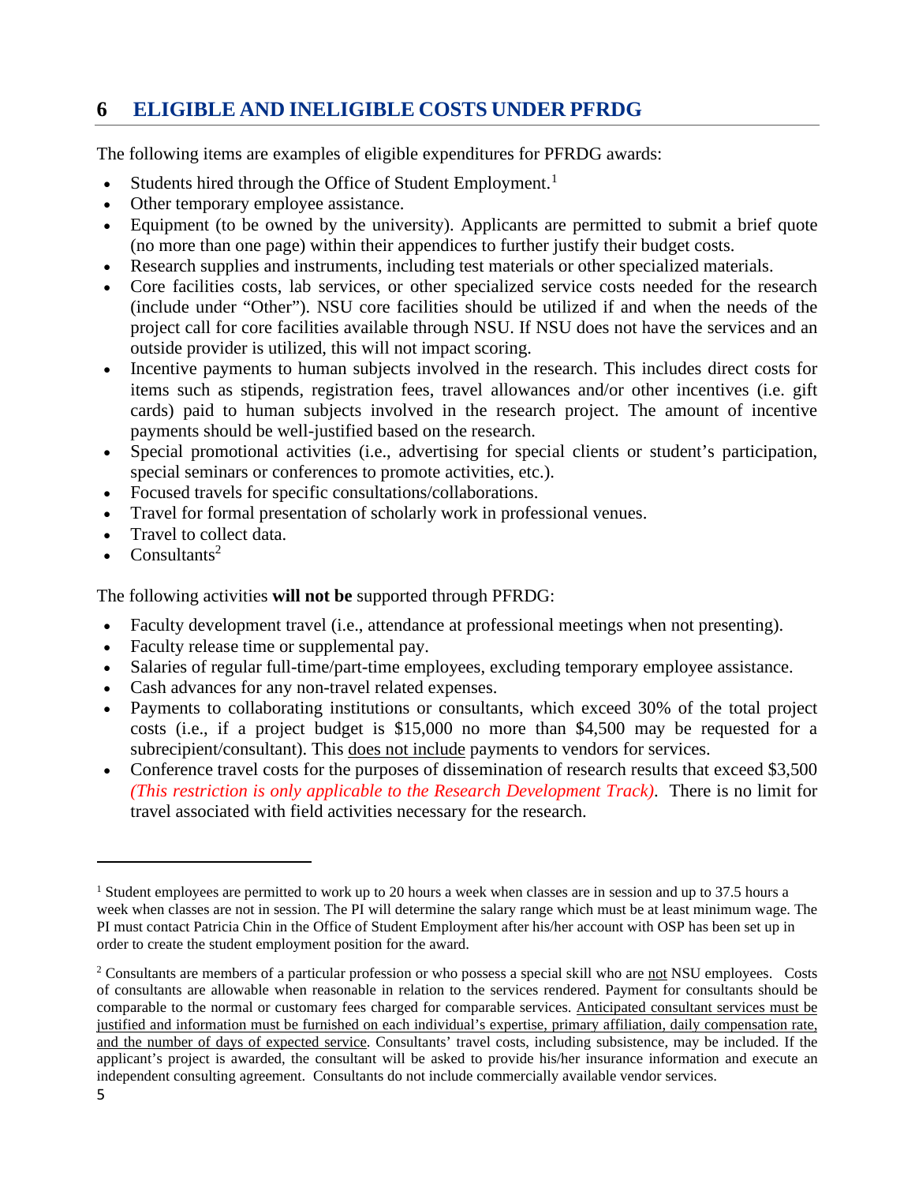# 6 ELIGIBLE AND INELIGIBLE COSTS UNDER PFRDG

The following items are examples of eligible expenditures for PFRDG awards:

- Students hired through the Office of Student Employment.[1]
- Other temporary employee assistance.
- Equipment (to be owned by the university). Applicants are permitted to submit a brief quote (no more than one page) within their appendices to further justify their budget costs.
- Research supplies and instruments, including test materials or other specialized materials.
- Core facilities costs, lab services, or other specialized service costs needed for the research (include under "Other"). NSU core facilities should be utilized if and when the needs of the project call for core facilities available through NSU. If NSU does not have the services and an outside provider is utilized, this will not impact scoring.
- Incentive payments to human subjects involved in the research. This includes direct costs for items such as stipends, registration fees, travel allowances and/or other incentives (i.e. gift cards) paid to human subjects involved in the research project. The amount of incentive payments should be well-justified based on the research.
- Special promotional activities (i.e., advertising for special clients or student's participation, special seminars or conferences to promote activities, etc.).
- Focused travels for specific consultations/collaborations.
- Travel for formal presentation of scholarly work in professional venues.
- Travel to collect data.
- Consultants[2]

The following activities **will not be** supported through PFRDG:

- Faculty development travel (i.e., attendance at professional meetings when not presenting).
- Faculty release time or supplemental pay.
- Salaries of regular full-time/part-time employees, excluding temporary employee assistance.
- Cash advances for any non-travel related expenses.
- Payments to collaborating institutions or consultants, which exceed 30% of the total project costs (i.e., if a project budget is $15,000 no more than $4,500 may be requested for a subrecipient/consultant). This <u>does not include</u> payments to vendors for services.
- Conference travel costs for the purposes of dissemination of research results that exceed $3,500 *(This restriction is only applicable to the Research Development Track)*. There is no limit for travel associated with field activities necessary for the research.

---

[1] Student employees are permitted to work up to 20 hours a week when classes are in session and up to 37.5 hours a week when classes are not in session. The PI will determine the salary range which must be at least minimum wage. The PI must contact Patricia Chin in the Office of Student Employment after his/her account with OSP has been set up in order to create the student employment position for the award.

[2] Consultants are members of a particular profession or who possess a special skill who are <u>not</u> NSU employees. Costs of consultants are allowable when reasonable in relation to the services rendered. Payment for consultants should be comparable to the normal or customary fees charged for comparable services. <u>Anticipated consultant services must be justified and information must be furnished on each individual's expertise, primary affiliation, daily compensation rate, and the number of days of expected service</u>. Consultants' travel costs, including subsistence, may be included. If the applicant's project is awarded, the consultant will be asked to provide his/her insurance information and execute an independent consulting agreement. Consultants do not include commercially available vendor services.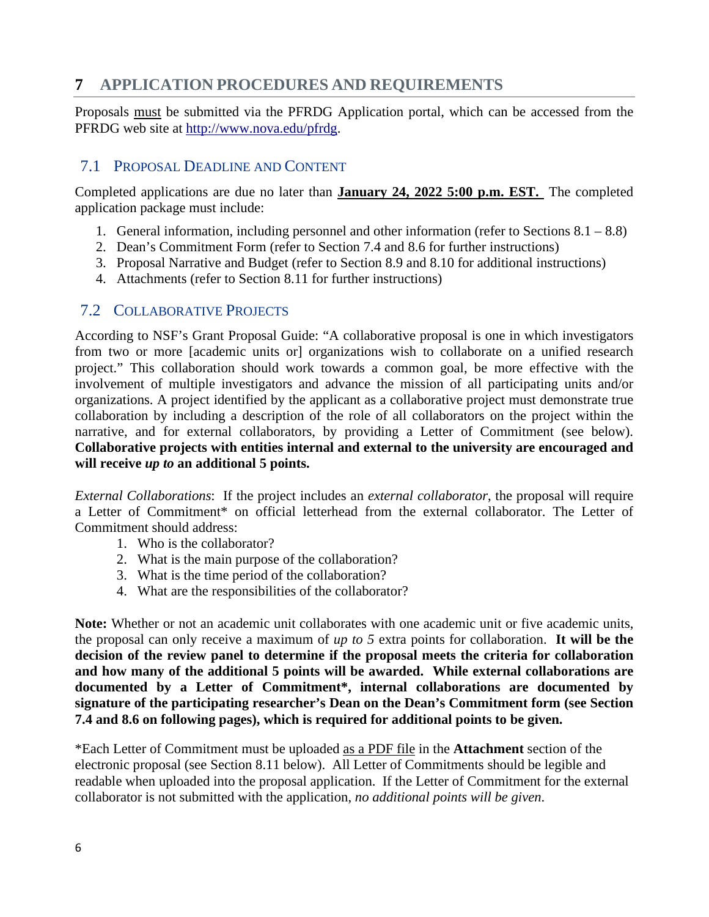# 7 APPLICATION PROCEDURES AND REQUIREMENTS

Proposals must be submitted via the PFRDG Application portal, which can be accessed from the PFRDG web site at http://www.nova.edu/pfrdg.

## 7.1 Proposal Deadline and Content

Completed applications are due no later than **January 24, 2022 5:00 p.m. EST.** The completed application package must include:

1. General information, including personnel and other information (refer to Sections 8.1 – 8.8)
2. Dean's Commitment Form (refer to Section 7.4 and 8.6 for further instructions)
3. Proposal Narrative and Budget (refer to Section 8.9 and 8.10 for additional instructions)
4. Attachments (refer to Section 8.11 for further instructions)

## 7.2 Collaborative Projects

According to NSF's Grant Proposal Guide: "A collaborative proposal is one in which investigators from two or more [academic units or] organizations wish to collaborate on a unified research project." This collaboration should work towards a common goal, be more effective with the involvement of multiple investigators and advance the mission of all participating units and/or organizations. A project identified by the applicant as a collaborative project must demonstrate true collaboration by including a description of the role of all collaborators on the project within the narrative, and for external collaborators, by providing a Letter of Commitment (see below). **Collaborative projects with entities internal and external to the university are encouraged and will receive *up to* an additional 5 points.**

*External Collaborations*: If the project includes an *external collaborator*, the proposal will require a Letter of Commitment* on official letterhead from the external collaborator. The Letter of Commitment should address:

1. Who is the collaborator?
2. What is the main purpose of the collaboration?
3. What is the time period of the collaboration?
4. What are the responsibilities of the collaborator?

**Note:** Whether or not an academic unit collaborates with one academic unit or five academic units, the proposal can only receive a maximum of *up to 5* extra points for collaboration. **It will be the decision of the review panel to determine if the proposal meets the criteria for collaboration and how many of the additional 5 points will be awarded. While external collaborations are documented by a Letter of Commitment*, internal collaborations are documented by signature of the participating researcher's Dean on the Dean's Commitment form (see Section 7.4 and 8.6 on following pages), which is required for additional points to be given.**

*Each Letter of Commitment must be uploaded as a PDF file in the **Attachment** section of the electronic proposal (see Section 8.11 below). All Letter of Commitments should be legible and readable when uploaded into the proposal application. If the Letter of Commitment for the external collaborator is not submitted with the application, *no additional points will be given*.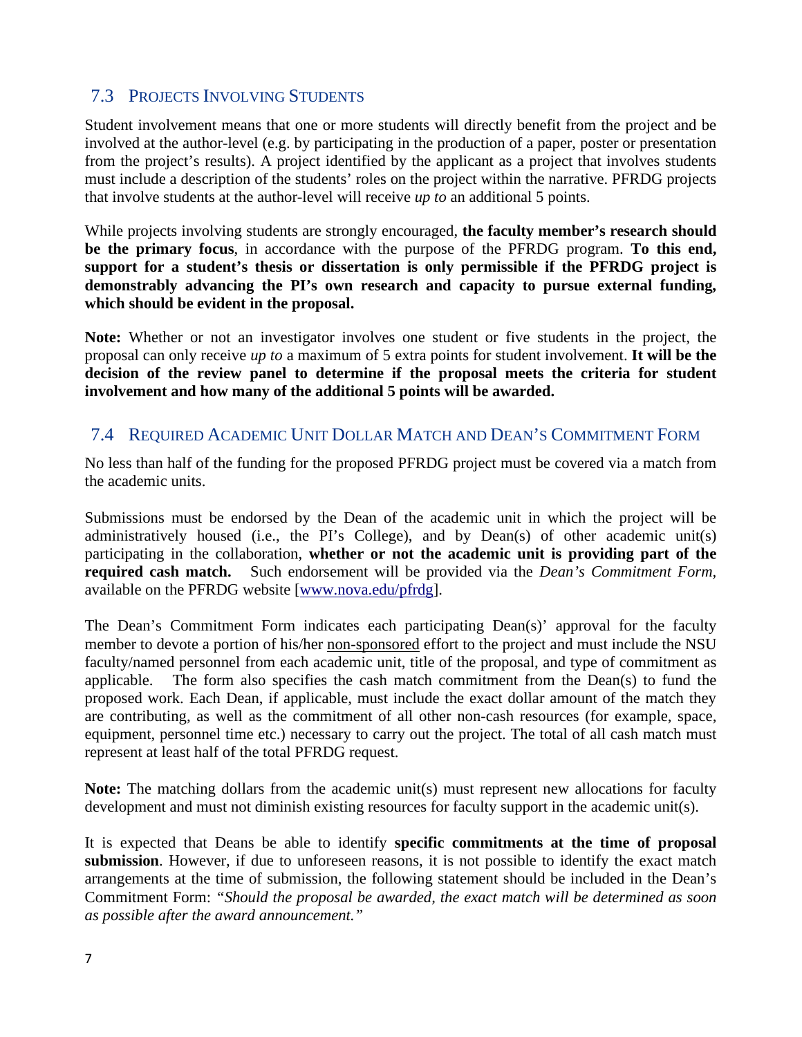## 7.3 Projects Involving Students

Student involvement means that one or more students will directly benefit from the project and be involved at the author-level (e.g. by participating in the production of a paper, poster or presentation from the project's results). A project identified by the applicant as a project that involves students must include a description of the students' roles on the project within the narrative. PFRDG projects that involve students at the author-level will receive *up to* an additional 5 points.

While projects involving students are strongly encouraged, **the faculty member's research should be the primary focus**, in accordance with the purpose of the PFRDG program. **To this end, support for a student's thesis or dissertation is only permissible if the PFRDG project is demonstrably advancing the PI's own research and capacity to pursue external funding, which should be evident in the proposal.**

**Note:** Whether or not an investigator involves one student or five students in the project, the proposal can only receive *up to* a maximum of 5 extra points for student involvement. **It will be the decision of the review panel to determine if the proposal meets the criteria for student involvement and how many of the additional 5 points will be awarded.**

## 7.4 Required Academic Unit Dollar Match and Dean's Commitment Form

No less than half of the funding for the proposed PFRDG project must be covered via a match from the academic units.

Submissions must be endorsed by the Dean of the academic unit in which the project will be administratively housed (i.e., the PI's College), and by Dean(s) of other academic unit(s) participating in the collaboration, **whether or not the academic unit is providing part of the required cash match.** Such endorsement will be provided via the *Dean's Commitment Form*, available on the PFRDG website [www.nova.edu/pfrdg].

The Dean's Commitment Form indicates each participating Dean(s)' approval for the faculty member to devote a portion of his/her non-sponsored effort to the project and must include the NSU faculty/named personnel from each academic unit, title of the proposal, and type of commitment as applicable. The form also specifies the cash match commitment from the Dean(s) to fund the proposed work. Each Dean, if applicable, must include the exact dollar amount of the match they are contributing, as well as the commitment of all other non-cash resources (for example, space, equipment, personnel time etc.) necessary to carry out the project. The total of all cash match must represent at least half of the total PFRDG request.

**Note:** The matching dollars from the academic unit(s) must represent new allocations for faculty development and must not diminish existing resources for faculty support in the academic unit(s).

It is expected that Deans be able to identify **specific commitments at the time of proposal submission**. However, if due to unforeseen reasons, it is not possible to identify the exact match arrangements at the time of submission, the following statement should be included in the Dean's Commitment Form: *"Should the proposal be awarded, the exact match will be determined as soon as possible after the award announcement."*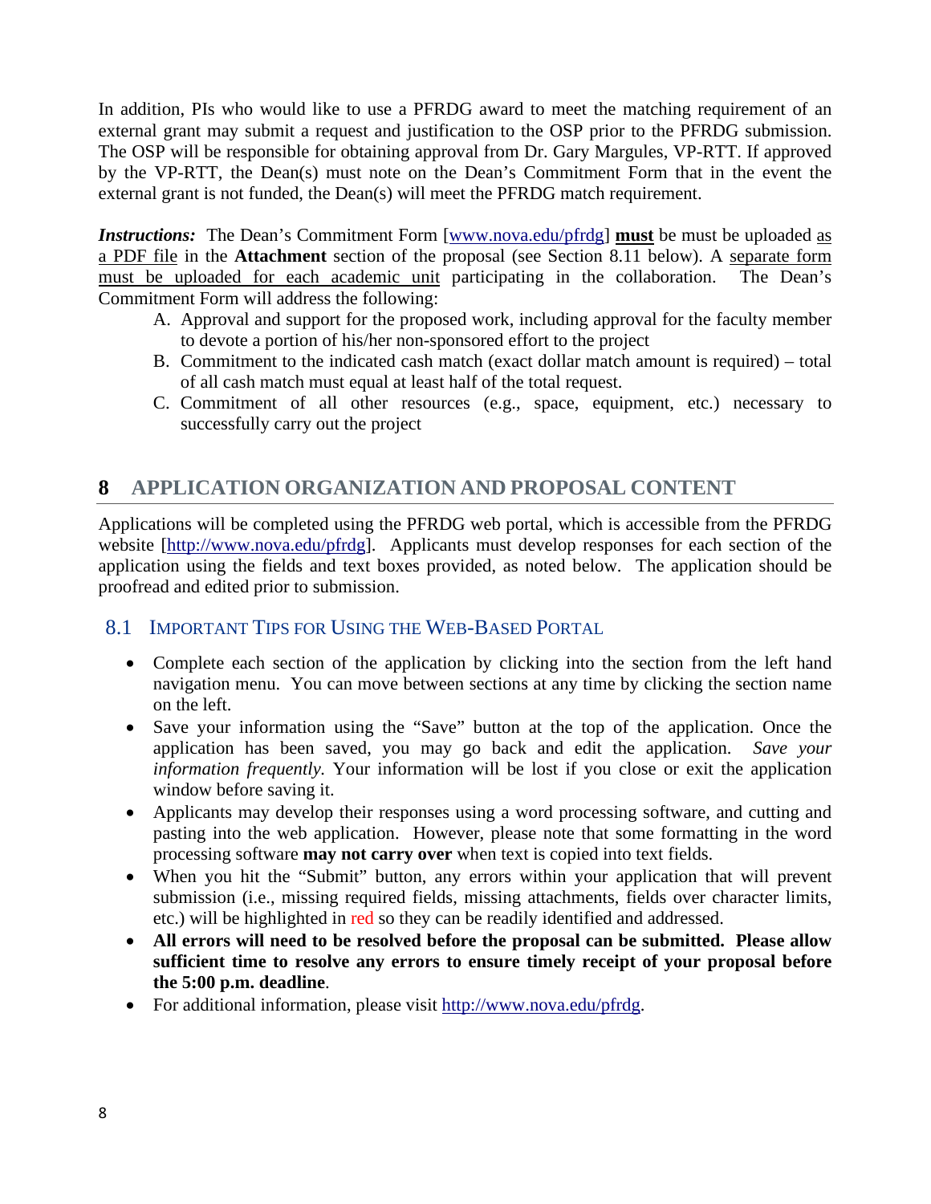In addition, PIs who would like to use a PFRDG award to meet the matching requirement of an external grant may submit a request and justification to the OSP prior to the PFRDG submission. The OSP will be responsible for obtaining approval from Dr. Gary Margules, VP-RTT. If approved by the VP-RTT, the Dean(s) must note on the Dean's Commitment Form that in the event the external grant is not funded, the Dean(s) will meet the PFRDG match requirement.

***Instructions:*** The Dean's Commitment Form [www.nova.edu/pfrdg] **must** be must be uploaded as a PDF file in the **Attachment** section of the proposal (see Section 8.11 below). A separate form must be uploaded for each academic unit participating in the collaboration. The Dean's Commitment Form will address the following:

A. Approval and support for the proposed work, including approval for the faculty member to devote a portion of his/her non-sponsored effort to the project
B. Commitment to the indicated cash match (exact dollar match amount is required) – total of all cash match must equal at least half of the total request.
C. Commitment of all other resources (e.g., space, equipment, etc.) necessary to successfully carry out the project

# 8 APPLICATION ORGANIZATION AND PROPOSAL CONTENT

Applications will be completed using the PFRDG web portal, which is accessible from the PFRDG website [http://www.nova.edu/pfrdg]. Applicants must develop responses for each section of the application using the fields and text boxes provided, as noted below. The application should be proofread and edited prior to submission.

## 8.1 Important Tips for Using the Web-Based Portal

- Complete each section of the application by clicking into the section from the left hand navigation menu. You can move between sections at any time by clicking the section name on the left.
- Save your information using the "Save" button at the top of the application. Once the application has been saved, you may go back and edit the application. *Save your information frequently.* Your information will be lost if you close or exit the application window before saving it.
- Applicants may develop their responses using a word processing software, and cutting and pasting into the web application. However, please note that some formatting in the word processing software **may not carry over** when text is copied into text fields.
- When you hit the "Submit" button, any errors within your application that will prevent submission (i.e., missing required fields, missing attachments, fields over character limits, etc.) will be highlighted in red so they can be readily identified and addressed.
- **All errors will need to be resolved before the proposal can be submitted. Please allow sufficient time to resolve any errors to ensure timely receipt of your proposal before the 5:00 p.m. deadline**.
- For additional information, please visit http://www.nova.edu/pfrdg.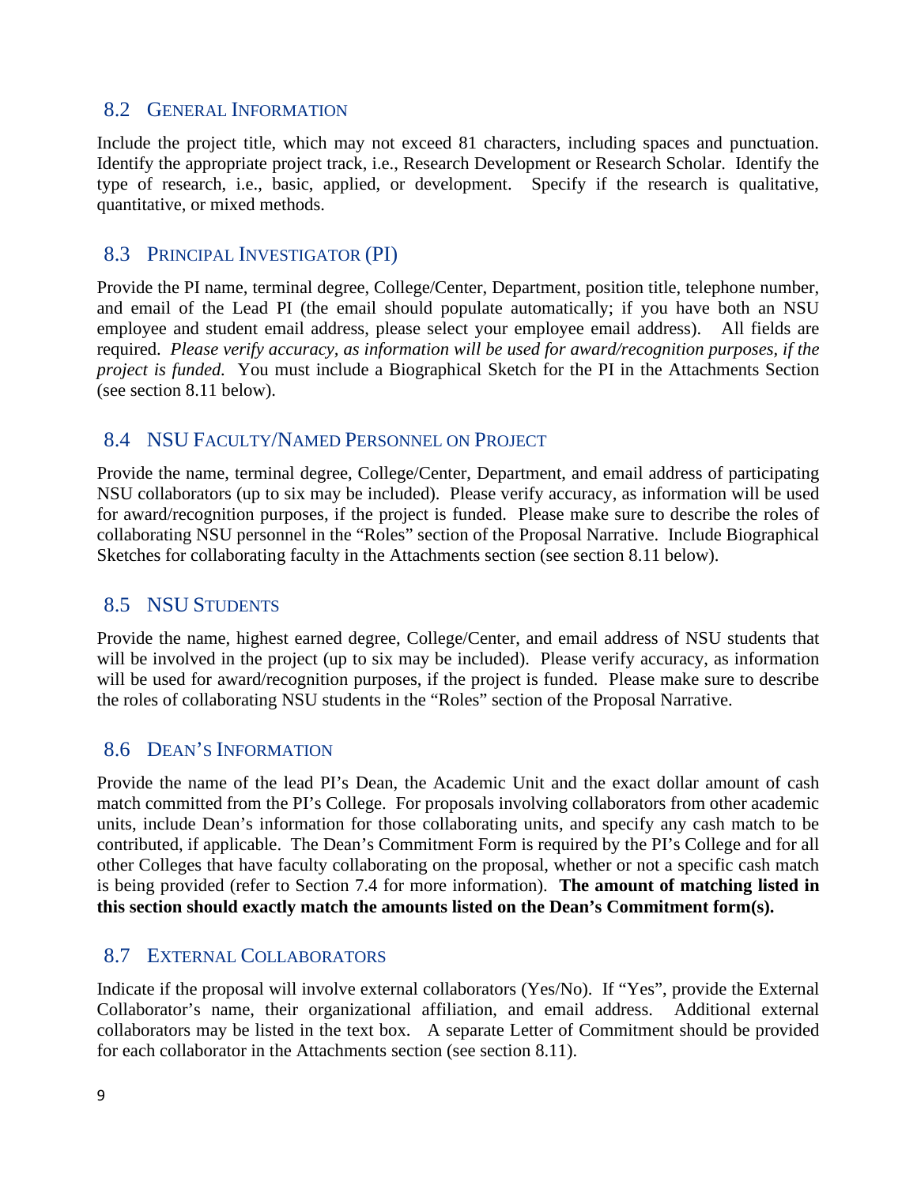## 8.2 General Information

Include the project title, which may not exceed 81 characters, including spaces and punctuation. Identify the appropriate project track, i.e., Research Development or Research Scholar. Identify the type of research, i.e., basic, applied, or development. Specify if the research is qualitative, quantitative, or mixed methods.

## 8.3 Principal Investigator (PI)

Provide the PI name, terminal degree, College/Center, Department, position title, telephone number, and email of the Lead PI (the email should populate automatically; if you have both an NSU employee and student email address, please select your employee email address). All fields are required. *Please verify accuracy, as information will be used for award/recognition purposes, if the project is funded.* You must include a Biographical Sketch for the PI in the Attachments Section (see section 8.11 below).

## 8.4 NSU Faculty/Named Personnel on Project

Provide the name, terminal degree, College/Center, Department, and email address of participating NSU collaborators (up to six may be included). Please verify accuracy, as information will be used for award/recognition purposes, if the project is funded. Please make sure to describe the roles of collaborating NSU personnel in the "Roles" section of the Proposal Narrative. Include Biographical Sketches for collaborating faculty in the Attachments section (see section 8.11 below).

## 8.5 NSU Students

Provide the name, highest earned degree, College/Center, and email address of NSU students that will be involved in the project (up to six may be included). Please verify accuracy, as information will be used for award/recognition purposes, if the project is funded. Please make sure to describe the roles of collaborating NSU students in the "Roles" section of the Proposal Narrative.

## 8.6 Dean's Information

Provide the name of the lead PI's Dean, the Academic Unit and the exact dollar amount of cash match committed from the PI's College. For proposals involving collaborators from other academic units, include Dean's information for those collaborating units, and specify any cash match to be contributed, if applicable. The Dean's Commitment Form is required by the PI's College and for all other Colleges that have faculty collaborating on the proposal, whether or not a specific cash match is being provided (refer to Section 7.4 for more information). **The amount of matching listed in this section should exactly match the amounts listed on the Dean's Commitment form(s).**

## 8.7 External Collaborators

Indicate if the proposal will involve external collaborators (Yes/No). If "Yes", provide the External Collaborator's name, their organizational affiliation, and email address. Additional external collaborators may be listed in the text box. A separate Letter of Commitment should be provided for each collaborator in the Attachments section (see section 8.11).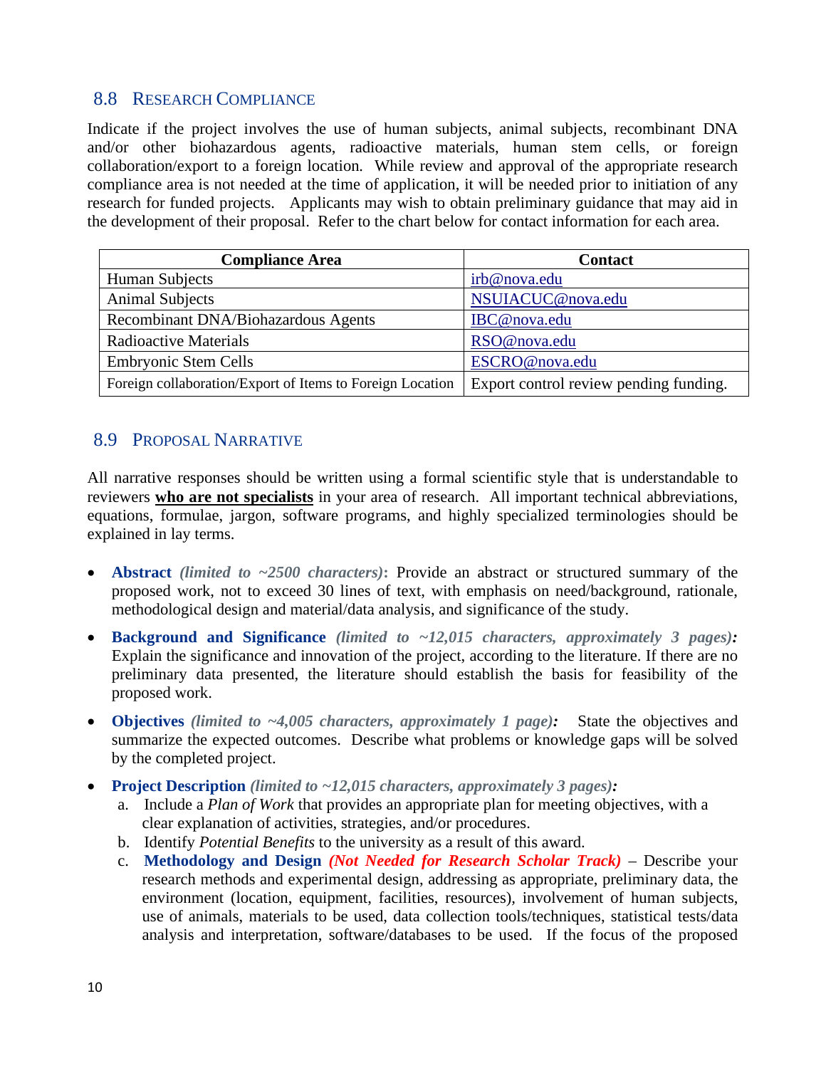## 8.8 Research Compliance

Indicate if the project involves the use of human subjects, animal subjects, recombinant DNA and/or other biohazardous agents, radioactive materials, human stem cells, or foreign collaboration/export to a foreign location. While review and approval of the appropriate research compliance area is not needed at the time of application, it will be needed prior to initiation of any research for funded projects. Applicants may wish to obtain preliminary guidance that may aid in the development of their proposal. Refer to the chart below for contact information for each area.

| Compliance Area | Contact |
|---|---|
| Human Subjects | irb@nova.edu |
| Animal Subjects | NSUIACUC@nova.edu |
| Recombinant DNA/Biohazardous Agents | IBC@nova.edu |
| Radioactive Materials | RSO@nova.edu |
| Embryonic Stem Cells | ESCRO@nova.edu |
| Foreign collaboration/Export of Items to Foreign Location | Export control review pending funding. |

## 8.9 Proposal Narrative

All narrative responses should be written using a formal scientific style that is understandable to reviewers **who are not specialists** in your area of research. All important technical abbreviations, equations, formulae, jargon, software programs, and highly specialized terminologies should be explained in lay terms.

- **Abstract** *(limited to ~2500 characters)*: Provide an abstract or structured summary of the proposed work, not to exceed 30 lines of text, with emphasis on need/background, rationale, methodological design and material/data analysis, and significance of the study.
- **Background and Significance** *(limited to ~12,015 characters, approximately 3 pages):* Explain the significance and innovation of the project, according to the literature. If there are no preliminary data presented, the literature should establish the basis for feasibility of the proposed work.
- **Objectives** *(limited to ~4,005 characters, approximately 1 page):* State the objectives and summarize the expected outcomes. Describe what problems or knowledge gaps will be solved by the completed project.
- **Project Description** *(limited to ~12,015 characters, approximately 3 pages):*
  a. Include a *Plan of Work* that provides an appropriate plan for meeting objectives, with a clear explanation of activities, strategies, and/or procedures.
  b. Identify *Potential Benefits* to the university as a result of this award.
  c. **Methodology and Design** ***(Not Needed for Research Scholar Track)*** – Describe your research methods and experimental design, addressing as appropriate, preliminary data, the environment (location, equipment, facilities, resources), involvement of human subjects, use of animals, materials to be used, data collection tools/techniques, statistical tests/data analysis and interpretation, software/databases to be used. If the focus of the proposed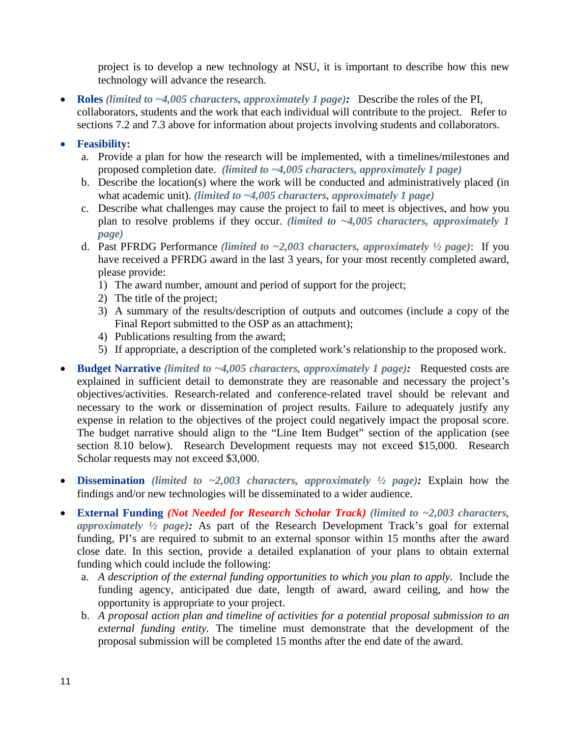project is to develop a new technology at NSU, it is important to describe how this new technology will advance the research.

- **Roles** ***(limited to ~4,005 characters, approximately 1 page):*** Describe the roles of the PI, collaborators, students and the work that each individual will contribute to the project. Refer to sections 7.2 and 7.3 above for information about projects involving students and collaborators.
- **Feasibility:**
  a. Provide a plan for how the research will be implemented, with a timelines/milestones and proposed completion date. ***(limited to ~4,005 characters, approximately 1 page)***
  b. Describe the location(s) where the work will be conducted and administratively placed (in what academic unit). ***(limited to ~4,005 characters, approximately 1 page)***
  c. Describe what challenges may cause the project to fail to meet is objectives, and how you plan to resolve problems if they occur. ***(limited to ~4,005 characters, approximately 1 page)***
  d. Past PFRDG Performance ***(limited to ~2,003 characters, approximately ½ page)***: If you have received a PFRDG award in the last 3 years, for your most recently completed award, please provide:
     1) The award number, amount and period of support for the project;
     2) The title of the project;
     3) A summary of the results/description of outputs and outcomes (include a copy of the Final Report submitted to the OSP as an attachment);
     4) Publications resulting from the award;
     5) If appropriate, a description of the completed work's relationship to the proposed work.
- **Budget Narrative** ***(limited to ~4,005 characters, approximately 1 page):*** Requested costs are explained in sufficient detail to demonstrate they are reasonable and necessary the project's objectives/activities. Research-related and conference-related travel should be relevant and necessary to the work or dissemination of project results. Failure to adequately justify any expense in relation to the objectives of the project could negatively impact the proposal score. The budget narrative should align to the "Line Item Budget" section of the application (see section 8.10 below). Research Development requests may not exceed $15,000. Research Scholar requests may not exceed $3,000.
- **Dissemination** ***(limited to ~2,003 characters, approximately ½ page):*** Explain how the findings and/or new technologies will be disseminated to a wider audience.
- **External Funding** ***(Not Needed for Research Scholar Track) (limited to ~2,003 characters, approximately ½ page):*** As part of the Research Development Track's goal for external funding, PI's are required to submit to an external sponsor within 15 months after the award close date. In this section, provide a detailed explanation of your plans to obtain external funding which could include the following:
  a. *A description of the external funding opportunities to which you plan to apply.* Include the funding agency, anticipated due date, length of award, award ceiling, and how the opportunity is appropriate to your project.
  b. *A proposal action plan and timeline of activities for a potential proposal submission to an external funding entity.* The timeline must demonstrate that the development of the proposal submission will be completed 15 months after the end date of the award.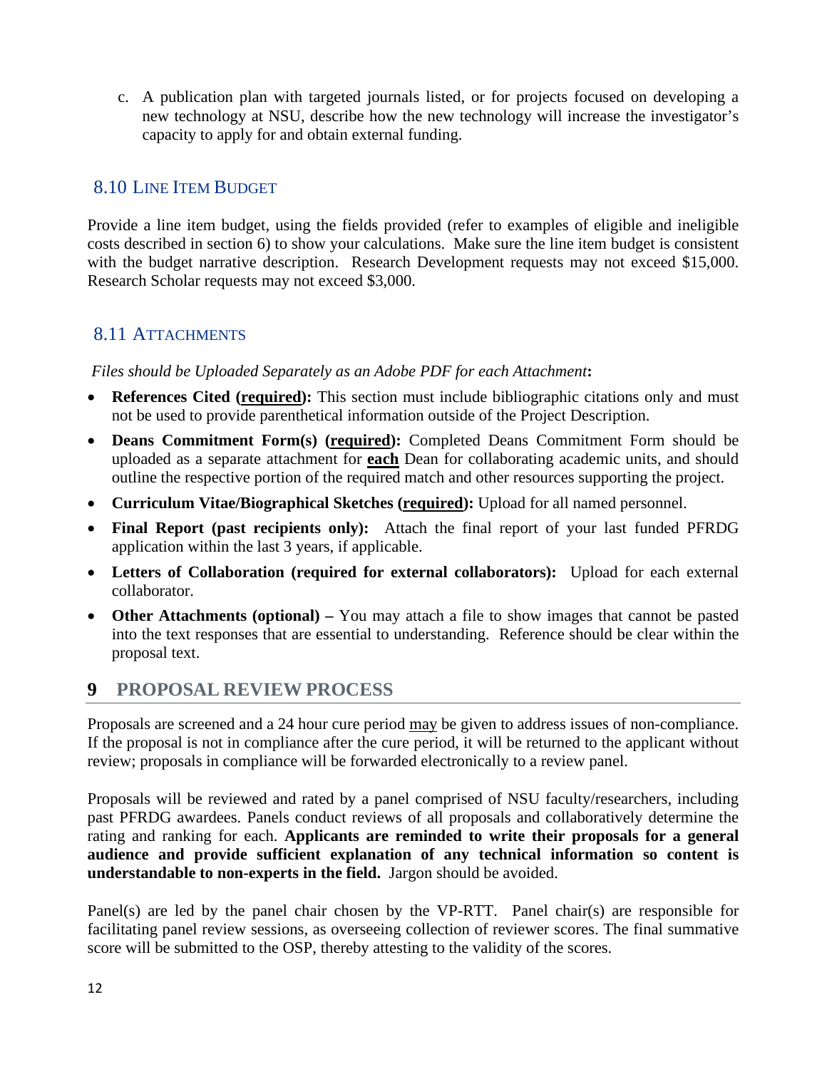c. A publication plan with targeted journals listed, or for projects focused on developing a new technology at NSU, describe how the new technology will increase the investigator's capacity to apply for and obtain external funding.

### 8.10 Line Item Budget

Provide a line item budget, using the fields provided (refer to examples of eligible and ineligible costs described in section 6) to show your calculations. Make sure the line item budget is consistent with the budget narrative description. Research Development requests may not exceed $15,000. Research Scholar requests may not exceed $3,000.

### 8.11 Attachments

*Files should be Uploaded Separately as an Adobe PDF for each Attachment***:**

- **References Cited (<u>required</u>):** This section must include bibliographic citations only and must not be used to provide parenthetical information outside of the Project Description.
- **Deans Commitment Form(s) (<u>required</u>):** Completed Deans Commitment Form should be uploaded as a separate attachment for **<u>each</u>** Dean for collaborating academic units, and should outline the respective portion of the required match and other resources supporting the project.
- **Curriculum Vitae/Biographical Sketches (<u>required</u>):** Upload for all named personnel.
- **Final Report (past recipients only):** Attach the final report of your last funded PFRDG application within the last 3 years, if applicable.
- **Letters of Collaboration (required for external collaborators):** Upload for each external collaborator.
- **Other Attachments (optional) –** You may attach a file to show images that cannot be pasted into the text responses that are essential to understanding. Reference should be clear within the proposal text.

## 9 PROPOSAL REVIEW PROCESS

Proposals are screened and a 24 hour cure period <u>may</u> be given to address issues of non-compliance. If the proposal is not in compliance after the cure period, it will be returned to the applicant without review; proposals in compliance will be forwarded electronically to a review panel.

Proposals will be reviewed and rated by a panel comprised of NSU faculty/researchers, including past PFRDG awardees. Panels conduct reviews of all proposals and collaboratively determine the rating and ranking for each. **Applicants are reminded to write their proposals for a general audience and provide sufficient explanation of any technical information so content is understandable to non-experts in the field.** Jargon should be avoided.

Panel(s) are led by the panel chair chosen by the VP-RTT. Panel chair(s) are responsible for facilitating panel review sessions, as overseeing collection of reviewer scores. The final summative score will be submitted to the OSP, thereby attesting to the validity of the scores.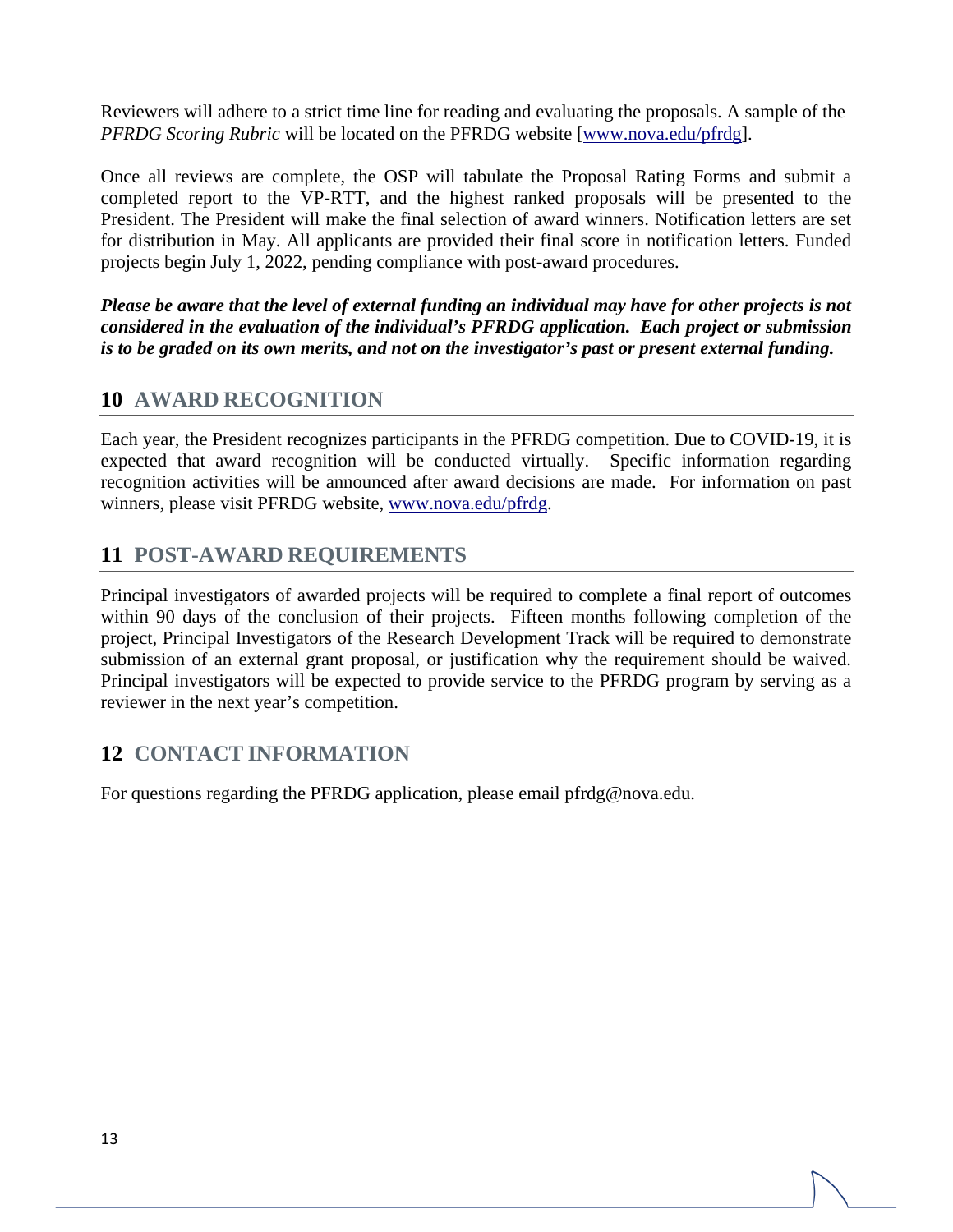Reviewers will adhere to a strict time line for reading and evaluating the proposals. A sample of the *PFRDG Scoring Rubric* will be located on the PFRDG website [www.nova.edu/pfrdg].

Once all reviews are complete, the OSP will tabulate the Proposal Rating Forms and submit a completed report to the VP-RTT, and the highest ranked proposals will be presented to the President. The President will make the final selection of award winners. Notification letters are set for distribution in May. All applicants are provided their final score in notification letters. Funded projects begin July 1, 2022, pending compliance with post-award procedures.

***Please be aware that the level of external funding an individual may have for other projects is not considered in the evaluation of the individual's PFRDG application. Each project or submission is to be graded on its own merits, and not on the investigator's past or present external funding.***

## 10 AWARD RECOGNITION

Each year, the President recognizes participants in the PFRDG competition. Due to COVID-19, it is expected that award recognition will be conducted virtually. Specific information regarding recognition activities will be announced after award decisions are made. For information on past winners, please visit PFRDG website, www.nova.edu/pfrdg.

## 11 POST-AWARD REQUIREMENTS

Principal investigators of awarded projects will be required to complete a final report of outcomes within 90 days of the conclusion of their projects. Fifteen months following completion of the project, Principal Investigators of the Research Development Track will be required to demonstrate submission of an external grant proposal, or justification why the requirement should be waived. Principal investigators will be expected to provide service to the PFRDG program by serving as a reviewer in the next year's competition.

## 12 CONTACT INFORMATION

For questions regarding the PFRDG application, please email pfrdg@nova.edu.